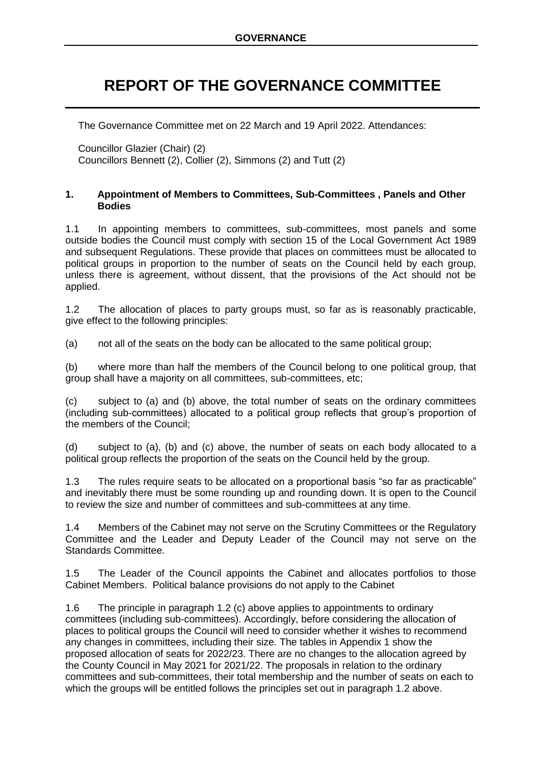**GOVERNANCE**

# REPORT OF THE GOVERNANCE COMMITTEE

The Governance Committee met on 22 March and 19 April 2022. Attendances:

Councillor Glazier (Chair) (2)
Councillors Bennett (2), Collier (2), Simmons (2) and Tutt (2)

## 1. Appointment of Members to Committees, Sub-Committees , Panels and Other Bodies

1.1 In appointing members to committees, sub-committees, most panels and some outside bodies the Council must comply with section 15 of the Local Government Act 1989 and subsequent Regulations. These provide that places on committees must be allocated to political groups in proportion to the number of seats on the Council held by each group, unless there is agreement, without dissent, that the provisions of the Act should not be applied.

1.2 The allocation of places to party groups must, so far as is reasonably practicable, give effect to the following principles:

(a) not all of the seats on the body can be allocated to the same political group;

(b) where more than half the members of the Council belong to one political group, that group shall have a majority on all committees, sub-committees, etc;

(c) subject to (a) and (b) above, the total number of seats on the ordinary committees (including sub-committees) allocated to a political group reflects that group's proportion of the members of the Council;

(d) subject to (a), (b) and (c) above, the number of seats on each body allocated to a political group reflects the proportion of the seats on the Council held by the group.

1.3 The rules require seats to be allocated on a proportional basis "so far as practicable" and inevitably there must be some rounding up and rounding down. It is open to the Council to review the size and number of committees and sub-committees at any time.

1.4 Members of the Cabinet may not serve on the Scrutiny Committees or the Regulatory Committee and the Leader and Deputy Leader of the Council may not serve on the Standards Committee.

1.5 The Leader of the Council appoints the Cabinet and allocates portfolios to those Cabinet Members. Political balance provisions do not apply to the Cabinet

1.6 The principle in paragraph 1.2 (c) above applies to appointments to ordinary committees (including sub-committees). Accordingly, before considering the allocation of places to political groups the Council will need to consider whether it wishes to recommend any changes in committees, including their size. The tables in Appendix 1 show the proposed allocation of seats for 2022/23. There are no changes to the allocation agreed by the County Council in May 2021 for 2021/22. The proposals in relation to the ordinary committees and sub-committees, their total membership and the number of seats on each to which the groups will be entitled follows the principles set out in paragraph 1.2 above.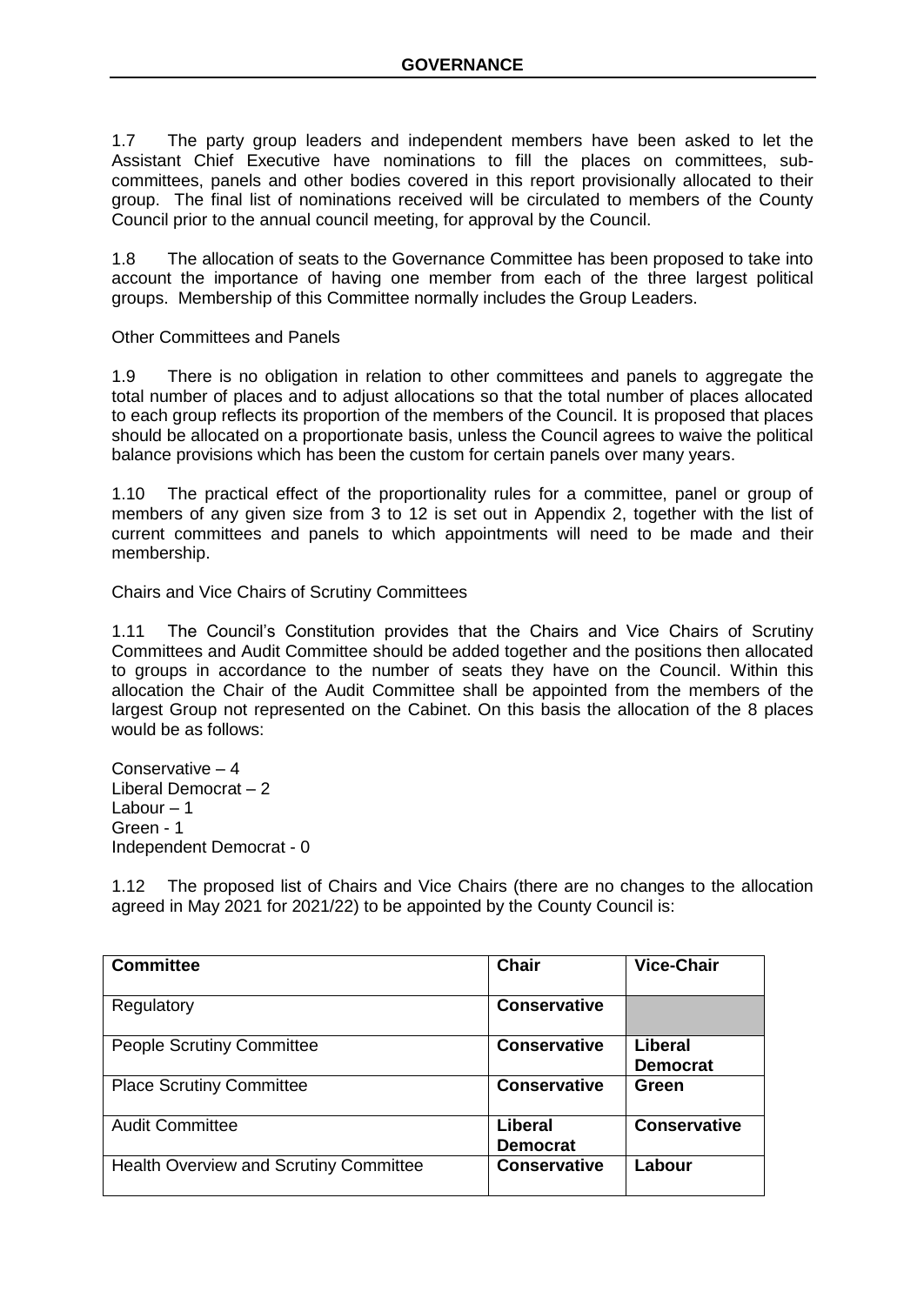1.7 The party group leaders and independent members have been asked to let the Assistant Chief Executive have nominations to fill the places on committees, sub-committees, panels and other bodies covered in this report provisionally allocated to their group. The final list of nominations received will be circulated to members of the County Council prior to the annual council meeting, for approval by the Council.

1.8 The allocation of seats to the Governance Committee has been proposed to take into account the importance of having one member from each of the three largest political groups. Membership of this Committee normally includes the Group Leaders.

Other Committees and Panels

1.9 There is no obligation in relation to other committees and panels to aggregate the total number of places and to adjust allocations so that the total number of places allocated to each group reflects its proportion of the members of the Council. It is proposed that places should be allocated on a proportionate basis, unless the Council agrees to waive the political balance provisions which has been the custom for certain panels over many years.

1.10 The practical effect of the proportionality rules for a committee, panel or group of members of any given size from 3 to 12 is set out in Appendix 2, together with the list of current committees and panels to which appointments will need to be made and their membership.

Chairs and Vice Chairs of Scrutiny Committees

1.11 The Council's Constitution provides that the Chairs and Vice Chairs of Scrutiny Committees and Audit Committee should be added together and the positions then allocated to groups in accordance to the number of seats they have on the Council. Within this allocation the Chair of the Audit Committee shall be appointed from the members of the largest Group not represented on the Cabinet. On this basis the allocation of the 8 places would be as follows:

Conservative – 4
Liberal Democrat – 2
Labour – 1
Green - 1
Independent Democrat - 0

1.12 The proposed list of Chairs and Vice Chairs (there are no changes to the allocation agreed in May 2021 for 2021/22) to be appointed by the County Council is:

| Committee | Chair | Vice-Chair |
|---|---|---|
| Regulatory | **Conservative** | |
| People Scrutiny Committee | **Conservative** | **Liberal Democrat** |
| Place Scrutiny Committee | **Conservative** | **Green** |
| Audit Committee | **Liberal Democrat** | **Conservative** |
| Health Overview and Scrutiny Committee | **Conservative** | **Labour** |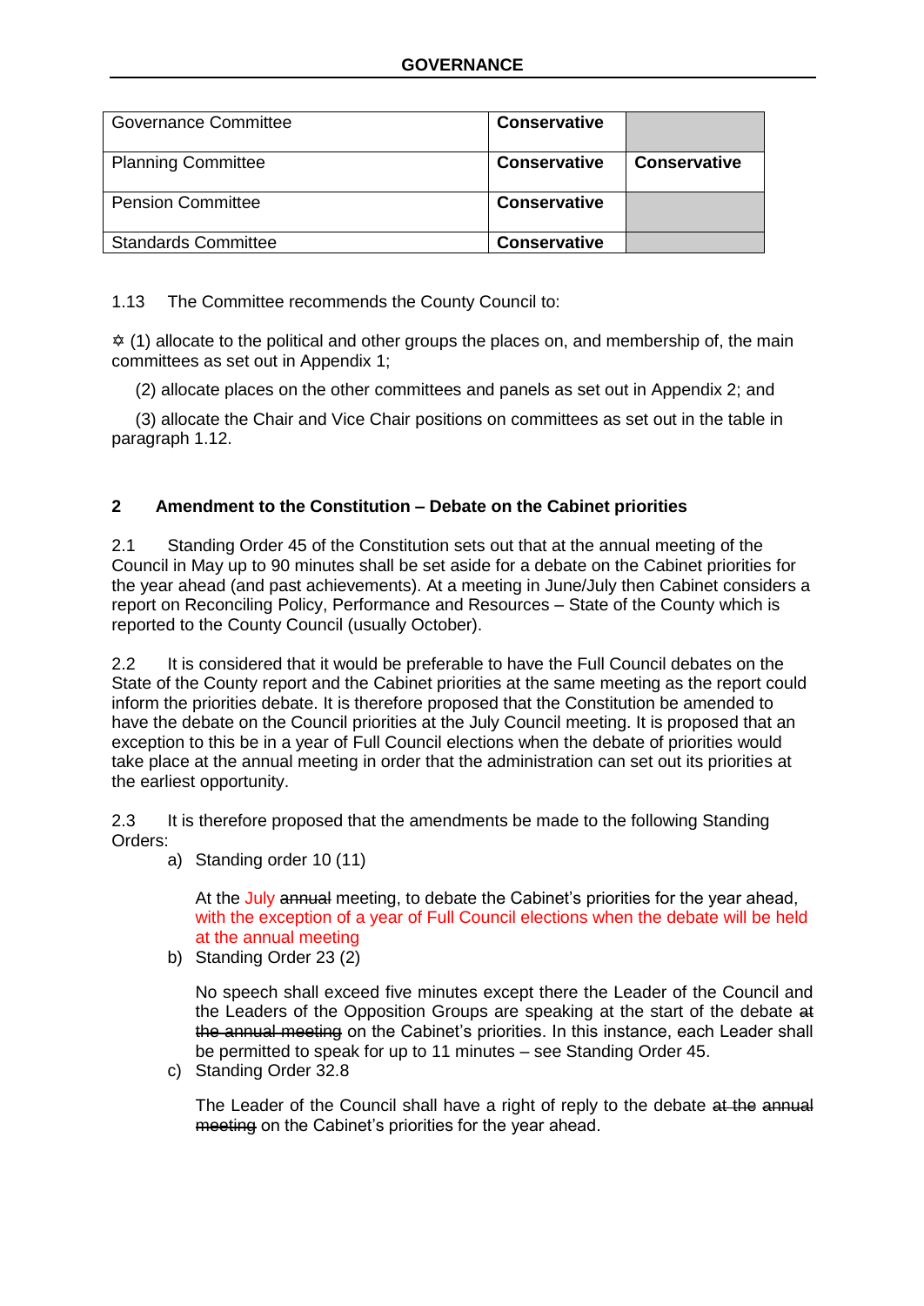| Governance Committee | **Conservative** | |
| --- | --- | --- |
| Planning Committee | **Conservative** | **Conservative** |
| Pension Committee | **Conservative** | |
| Standards Committee | **Conservative** | |

1.13 The Committee recommends the County Council to:

✡ (1) allocate to the political and other groups the places on, and membership of, the main committees as set out in Appendix 1;

(2) allocate places on the other committees and panels as set out in Appendix 2; and

(3) allocate the Chair and Vice Chair positions on committees as set out in the table in paragraph 1.12.

## 2 Amendment to the Constitution – Debate on the Cabinet priorities

2.1 Standing Order 45 of the Constitution sets out that at the annual meeting of the Council in May up to 90 minutes shall be set aside for a debate on the Cabinet priorities for the year ahead (and past achievements). At a meeting in June/July then Cabinet considers a report on Reconciling Policy, Performance and Resources – State of the County which is reported to the County Council (usually October).

2.2 It is considered that it would be preferable to have the Full Council debates on the State of the County report and the Cabinet priorities at the same meeting as the report could inform the priorities debate. It is therefore proposed that the Constitution be amended to have the debate on the Council priorities at the July Council meeting. It is proposed that an exception to this be in a year of Full Council elections when the debate of priorities would take place at the annual meeting in order that the administration can set out its priorities at the earliest opportunity.

2.3 It is therefore proposed that the amendments be made to the following Standing Orders:

a) Standing order 10 (11)

   At the July ~~annual~~ meeting, to debate the Cabinet's priorities for the year ahead, with the exception of a year of Full Council elections when the debate will be held at the annual meeting

b) Standing Order 23 (2)

   No speech shall exceed five minutes except there the Leader of the Council and the Leaders of the Opposition Groups are speaking at the start of the debate ~~at the annual meeting~~ on the Cabinet's priorities. In this instance, each Leader shall be permitted to speak for up to 11 minutes – see Standing Order 45.

c) Standing Order 32.8

   The Leader of the Council shall have a right of reply to the debate ~~at the annual meeting~~ on the Cabinet's priorities for the year ahead.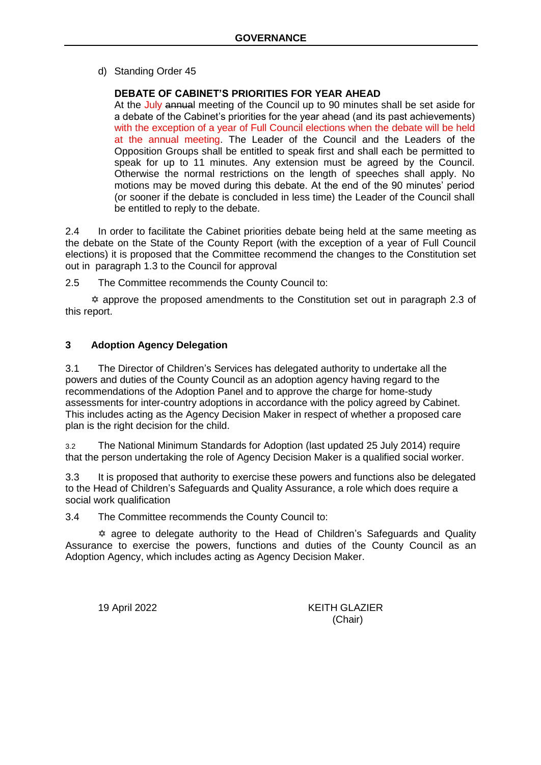d) Standing Order 45

**DEBATE OF CABINET'S PRIORITIES FOR YEAR AHEAD**

At the July ~~annual~~ meeting of the Council up to 90 minutes shall be set aside for a debate of the Cabinet's priorities for the year ahead (and its past achievements) with the exception of a year of Full Council elections when the debate will be held at the annual meeting. The Leader of the Council and the Leaders of the Opposition Groups shall be entitled to speak first and shall each be permitted to speak for up to 11 minutes. Any extension must be agreed by the Council. Otherwise the normal restrictions on the length of speeches shall apply. No motions may be moved during this debate. At the end of the 90 minutes' period (or sooner if the debate is concluded in less time) the Leader of the Council shall be entitled to reply to the debate.

2.4 In order to facilitate the Cabinet priorities debate being held at the same meeting as the debate on the State of the County Report (with the exception of a year of Full Council elections) it is proposed that the Committee recommend the changes to the Constitution set out in paragraph 1.3 to the Council for approval

2.5 The Committee recommends the County Council to:

✡ approve the proposed amendments to the Constitution set out in paragraph 2.3 of this report.

### 3 Adoption Agency Delegation

3.1 The Director of Children's Services has delegated authority to undertake all the powers and duties of the County Council as an adoption agency having regard to the recommendations of the Adoption Panel and to approve the charge for home-study assessments for inter-country adoptions in accordance with the policy agreed by Cabinet. This includes acting as the Agency Decision Maker in respect of whether a proposed care plan is the right decision for the child.

3.2 The National Minimum Standards for Adoption (last updated 25 July 2014) require that the person undertaking the role of Agency Decision Maker is a qualified social worker.

3.3 It is proposed that authority to exercise these powers and functions also be delegated to the Head of Children's Safeguards and Quality Assurance, a role which does require a social work qualification

3.4 The Committee recommends the County Council to:

✡ agree to delegate authority to the Head of Children's Safeguards and Quality Assurance to exercise the powers, functions and duties of the County Council as an Adoption Agency, which includes acting as Agency Decision Maker.

19 April 2022

KEITH GLAZIER
(Chair)